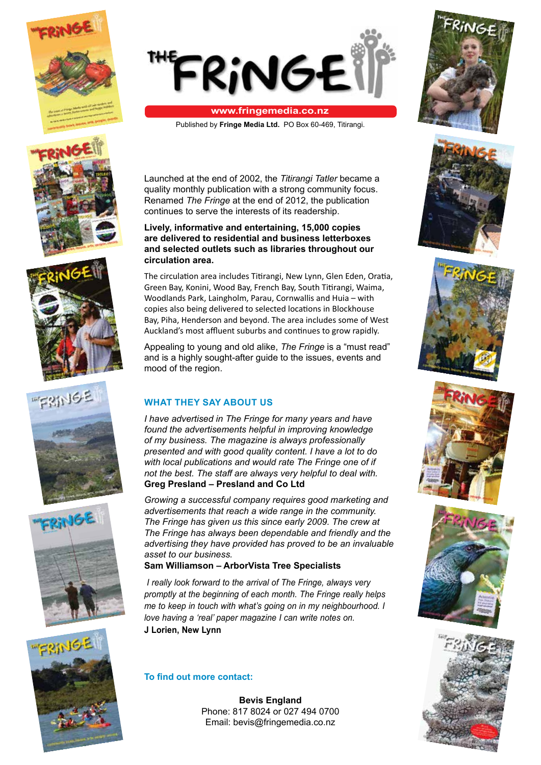# THE FRiNGE

**www.fringemedia.co.nz**

Published by **Fringe Media Ltd.** PO Box 60-469, Titirangi.

Launched at the end of 2002, the *Titirangi Tatler* became a quality monthly publication with a strong community focus. Renamed *The Fringe* at the end of 2012, the publication continues to serve the interests of its readership.

**Lively, informative and entertaining, 15,000 copies are delivered to residential and business letterboxes and selected outlets such as libraries throughout our circulation area.**

The circulation area includes Titirangi, New Lynn, Glen Eden, Oratia, Green Bay, Konini, Wood Bay, French Bay, South Titirangi, Waima, Woodlands Park, Laingholm, Parau, Cornwallis and Huia – with copies also being delivered to selected locations in Blockhouse Bay, Piha, Henderson and beyond. The area includes some of West Auckland's most affluent suburbs and continues to grow rapidly.

Appealing to young and old alike, *The Fringe* is a "must read" and is a highly sought-after guide to the issues, events and mood of the region.

## WHAT THEY SAY ABOUT US

*I have advertised in The Fringe for many years and have found the advertisements helpful in improving knowledge of my business. The magazine is always professionally presented and with good quality content. I have a lot to do with local publications and would rate The Fringe one of if not the best. The staff are always very helpful to deal with.*
**Greg Presland – Presland and Co Ltd**

*Growing a successful company requires good marketing and advertisements that reach a wide range in the community. The Fringe has given us this since early 2009. The crew at The Fringe has always been dependable and friendly and the advertising they have provided has proved to be an invaluable asset to our business.*
**Sam Williamson – ArborVista Tree Specialists**

*I really look forward to the arrival of The Fringe, always very promptly at the beginning of each month. The Fringe really helps me to keep in touch with what's going on in my neighbourhood. I love having a 'real' paper magazine I can write notes on.*
**J Lorien, New Lynn**

## To find out more contact:

**Bevis England**
Phone: 817 8024 or 027 494 0700
Email: bevis@fringemedia.co.nz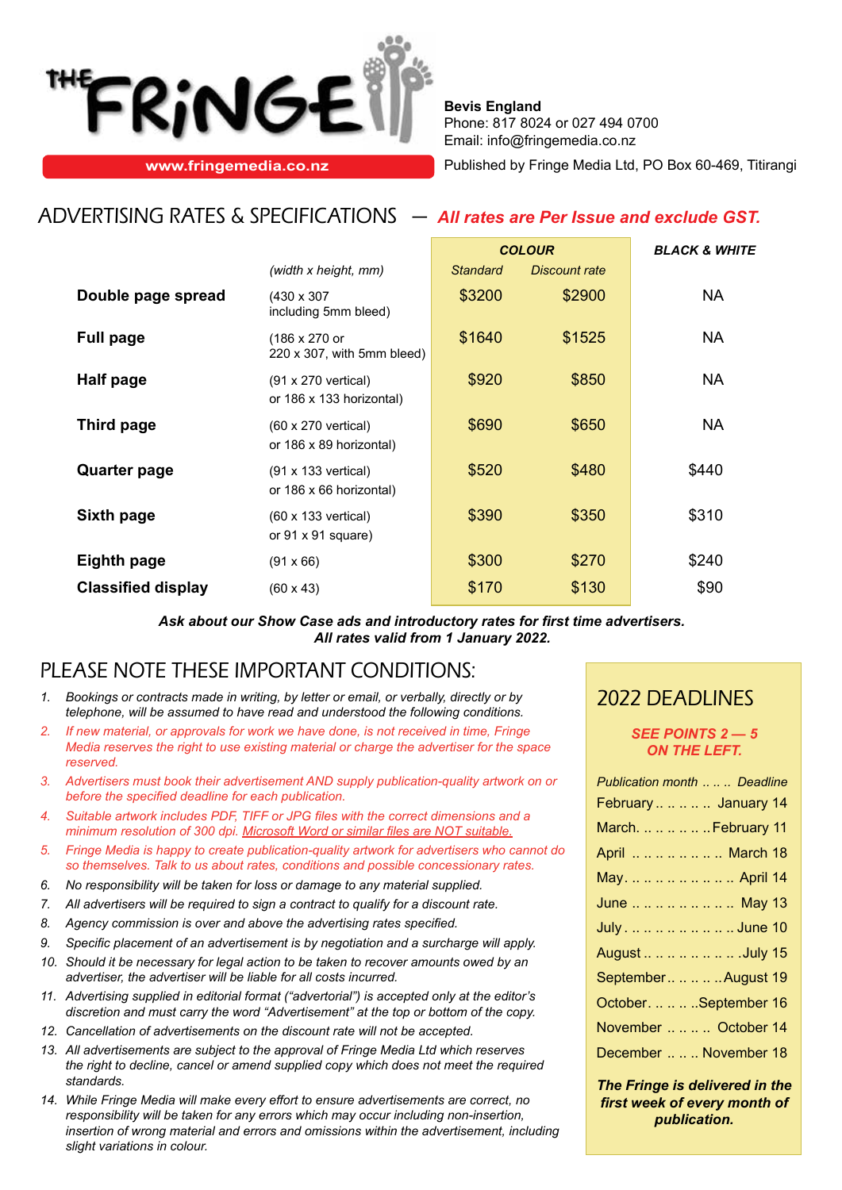THE FRiNGE

www.fringemedia.co.nz

**Bevis England**
Phone: 817 8024 or 027 494 0700
Email: info@fringemedia.co.nz

Published by Fringe Media Ltd, PO Box 60-469, Titirangi

# ADVERTISING RATES & SPECIFICATIONS — *All rates are Per Issue and exclude GST.*

| | | COLOUR | | BLACK & WHITE |
|---|---|---|---|---|
| | *(width x height, mm)* | *Standard* | *Discount rate* | |
| **Double page spread** | (430 x 307 including 5mm bleed) | $3200 | $2900 | NA |
| **Full page** | (186 x 270 or 220 x 307, with 5mm bleed) | $1640 | $1525 | NA |
| **Half page** | (91 x 270 vertical) or 186 x 133 horizontal) | $920 | $850 | NA |
| **Third page** | (60 x 270 vertical) or 186 x 89 horizontal) | $690 | $650 | NA |
| **Quarter page** | (91 x 133 vertical) or 186 x 66 horizontal) | $520 | $480 | $440 |
| **Sixth page** | (60 x 133 vertical) or 91 x 91 square) | $390 | $350 | $310 |
| **Eighth page** | (91 x 66) | $300 | $270 | $240 |
| **Classified display** | (60 x 43) | $170 | $130 | $90 |

***Ask about our Show Case ads and introductory rates for first time advertisers.***
***All rates valid from 1 January 2022.***

## PLEASE NOTE THESE IMPORTANT CONDITIONS:

1. *Bookings or contracts made in writing, by letter or email, or verbally, directly or by telephone, will be assumed to have read and understood the following conditions.*
2. *If new material, or approvals for work we have done, is not received in time, Fringe Media reserves the right to use existing material or charge the advertiser for the space reserved.*
3. *Advertisers must book their advertisement AND supply publication-quality artwork on or before the specified deadline for each publication.*
4. *Suitable artwork includes PDF, TIFF or JPG files with the correct dimensions and a minimum resolution of 300 dpi. Microsoft Word or similar files are NOT suitable.*
5. *Fringe Media is happy to create publication-quality artwork for advertisers who cannot do so themselves. Talk to us about rates, conditions and possible concessionary rates.*
6. *No responsibility will be taken for loss or damage to any material supplied.*
7. *All advertisers will be required to sign a contract to qualify for a discount rate.*
8. *Agency commission is over and above the advertising rates specified.*
9. *Specific placement of an advertisement is by negotiation and a surcharge will apply.*
10. *Should it be necessary for legal action to recover amounts owed by an advertiser, the advertiser will be liable for all costs incurred.*
11. *Advertising supplied in editorial format ("advertorial") is accepted only at the editor's discretion and must carry the word "Advertisement" at the top or bottom of the copy.*
12. *Cancellation of advertisements on the discount rate will not be accepted.*
13. *All advertisements are subject to the approval of Fringe Media Ltd which reserves the right to decline, cancel or amend supplied copy which does not meet the required standards.*
14. *While Fringe Media will make every effort to ensure advertisements are correct, no responsibility will be taken for any errors which may occur including non-insertion, insertion of wrong material and errors and omissions within the advertisement, including slight variations in colour.*

## 2022 DEADLINES

***SEE POINTS 2 — 5 ON THE LEFT.***

| *Publication month* | *Deadline* |
|---|---|
| February | January 14 |
| March | February 11 |
| April | March 18 |
| May | April 14 |
| June | May 13 |
| July | June 10 |
| August | July 15 |
| September | August 19 |
| October | September 16 |
| November | October 14 |
| December | November 18 |

***The Fringe is delivered in the first week of every month of publication.***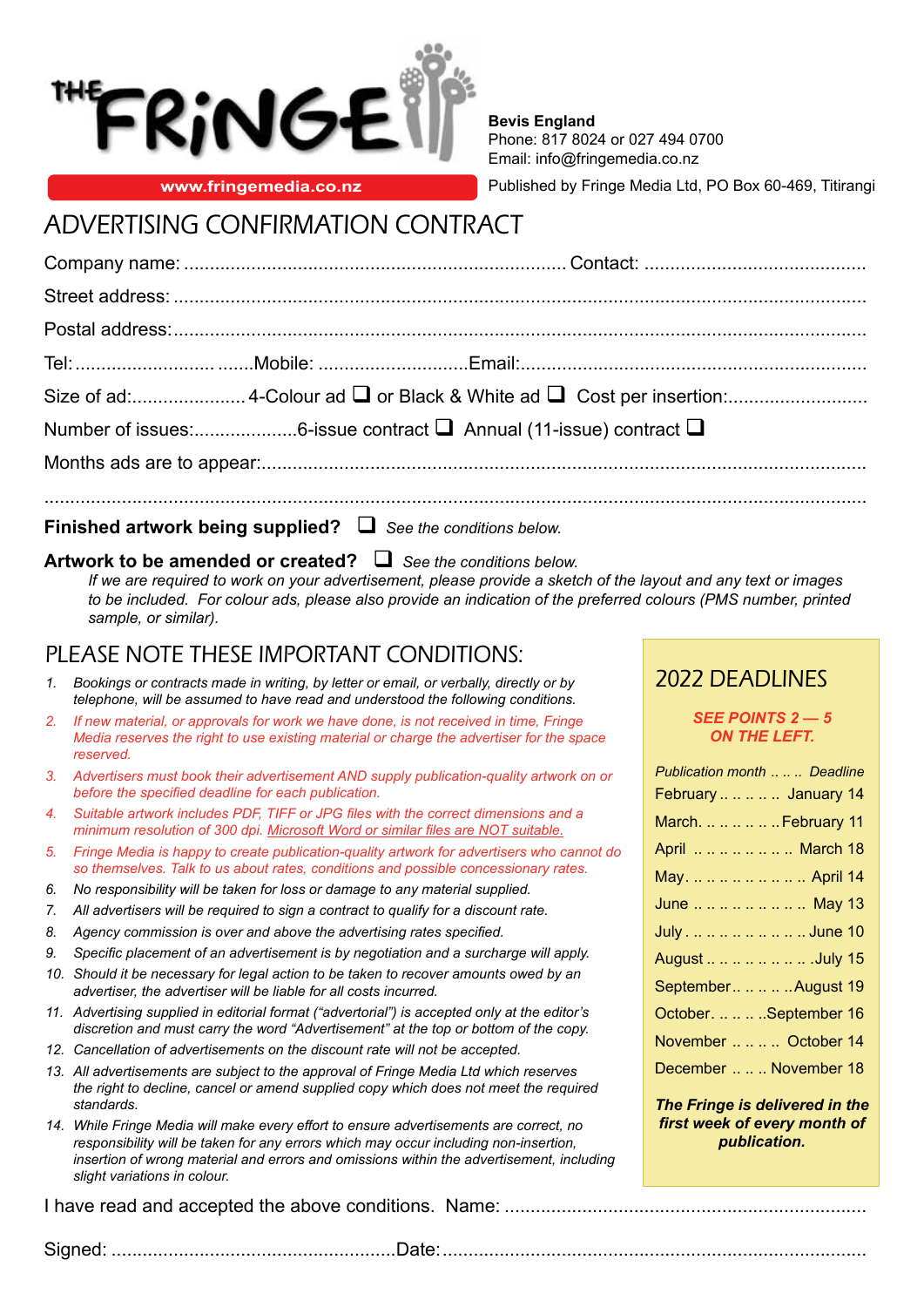THE FRiNGE

www.fringemedia.co.nz

**Bevis England**
Phone: 817 8024 or 027 494 0700
Email: info@fringemedia.co.nz

Published by Fringe Media Ltd, PO Box 60-469, Titirangi

# ADVERTISING CONFIRMATION CONTRACT

Company name: .......................................................................... Contact: ..........................................

Street address: ......................................................................................................................................

Postal address:......................................................................................................................................

Tel: ........................... .......Mobile: ............................Email:..................................................................

Size of ad:...................... 4-Colour ad ❑ or Black & White ad ❑ Cost per insertion:...........................

Number of issues:....................6-issue contract ❑ Annual (11-issue) contract ❑

Months ads are to appear:......................................................................................................................

...............................................................................................................................................................

**Finished artwork being supplied?** ❑ *See the conditions below.*

**Artwork to be amended or created?** ❑ *See the conditions below.*

*If we are required to work on your advertisement, please provide a sketch of the layout and any text or images to be included. For colour ads, please also provide an indication of the preferred colours (PMS number, printed sample, or similar).*

## PLEASE NOTE THESE IMPORTANT CONDITIONS:

1. *Bookings or contracts made in writing, by letter or email, or verbally, directly or by telephone, will be assumed to have read and understood the following conditions.*
2. *If new material, or approvals for work we have done, is not received in time, Fringe Media reserves the right to use existing material or charge the advertiser for the space reserved.*
3. *Advertisers must book their advertisement AND supply publication-quality artwork on or before the specified deadline for each publication.*
4. *Suitable artwork includes PDF, TIFF or JPG files with the correct dimensions and a minimum resolution of 300 dpi. Microsoft Word or similar files are NOT suitable.*
5. *Fringe Media is happy to create publication-quality artwork for advertisers who cannot do so themselves. Talk to us about rates, conditions and possible concessionary rates.*
6. *No responsibility will be taken for loss or damage to any material supplied.*
7. *All advertisers will be required to sign a contract to qualify for a discount rate.*
8. *Agency commission is over and above the advertising rates specified.*
9. *Specific placement of an advertisement is by negotiation and a surcharge will apply.*
10. *Should it be necessary for legal action to be taken to recover amounts owed by an advertiser, the advertiser will be liable for all costs incurred.*
11. *Advertising supplied in editorial format ("advertorial") is accepted only at the editor's discretion and must carry the word "Advertisement" at the top or bottom of the copy.*
12. *Cancellation of advertisements on the discount rate will not be accepted.*
13. *All advertisements are subject to the approval of Fringe Media Ltd which reserves the right to decline, cancel or amend supplied copy which does not meet the required standards.*
14. *While Fringe Media will make every effort to ensure advertisements are correct, no responsibility will be taken for any errors which may occur including non-insertion, insertion of wrong material and errors and omissions within the advertisement, including slight variations in colour.*

## 2022 DEADLINES

***SEE POINTS 2 — 5 ON THE LEFT.***

| *Publication month* | *Deadline* |
|---|---|
| February | January 14 |
| March | February 11 |
| April | March 18 |
| May | April 14 |
| June | May 13 |
| July | June 10 |
| August | July 15 |
| September | August 19 |
| October | September 16 |
| November | October 14 |
| December | November 18 |

***The Fringe is delivered in the first week of every month of publication.***

I have read and accepted the above conditions. Name: .....................................................................

Signed: ......................................................Date:.................................................................................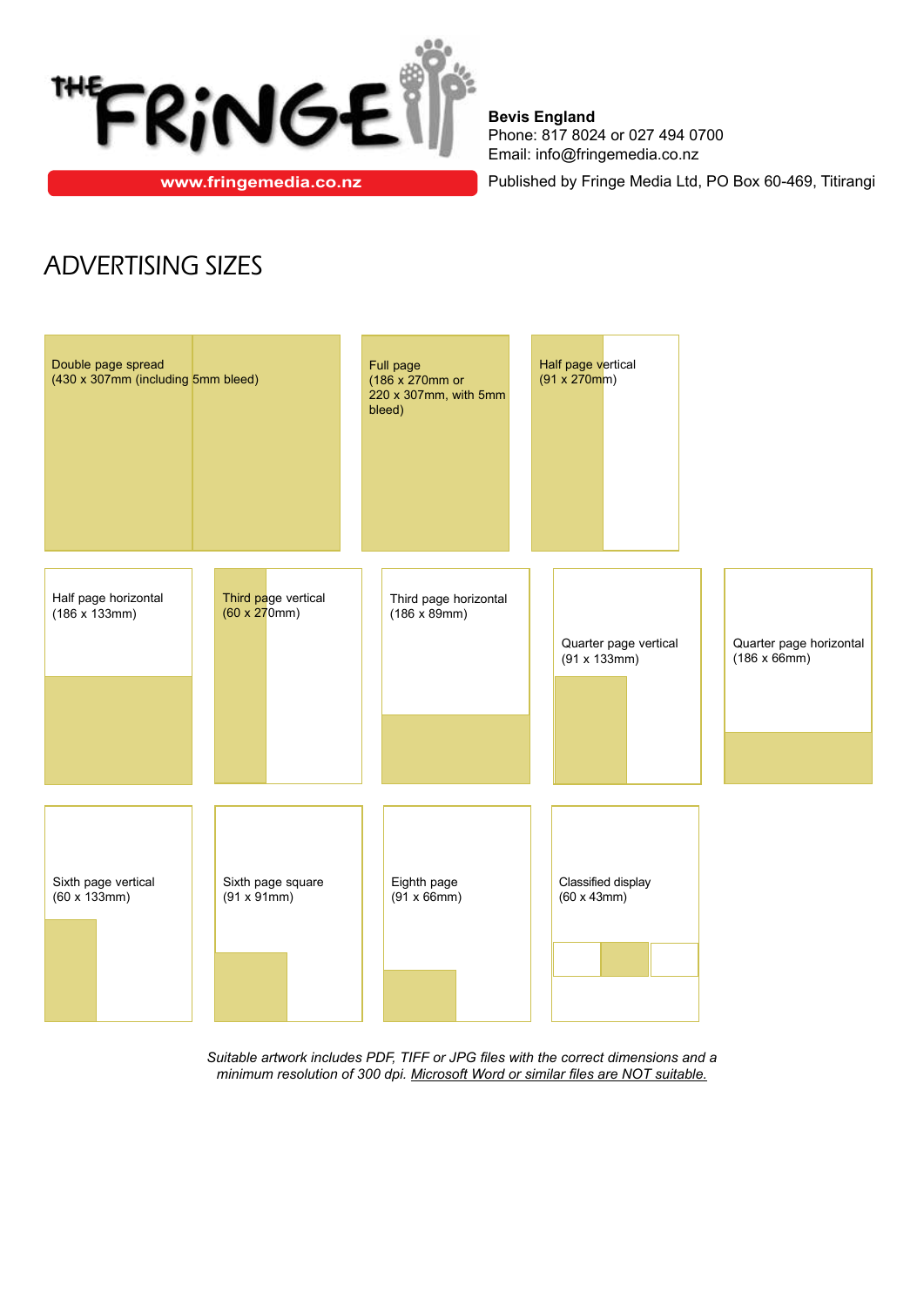THE FRiNGE

www.fringemedia.co.nz

**Bevis England**
Phone: 817 8024 or 027 494 0700
Email: info@fringemedia.co.nz
Published by Fringe Media Ltd, PO Box 60-469, Titirangi

# ADVERTISING SIZES

Double page spread
(430 x 307mm (including 5mm bleed)

Full page
(186 x 270mm or
220 x 307mm, with 5mm
bleed)

Half page vertical
(91 x 270mm)

Half page horizontal
(186 x 133mm)

Third page vertical
(60 x 270mm)

Third page horizontal
(186 x 89mm)

Quarter page vertical
(91 x 133mm)

Quarter page horizontal
(186 x 66mm)

Sixth page vertical
(60 x 133mm)

Sixth page square
(91 x 91mm)

Eighth page
(91 x 66mm)

Classified display
(60 x 43mm)

*Suitable artwork includes PDF, TIFF or JPG files with the correct dimensions and a minimum resolution of 300 dpi. Microsoft Word or similar files are NOT suitable.*